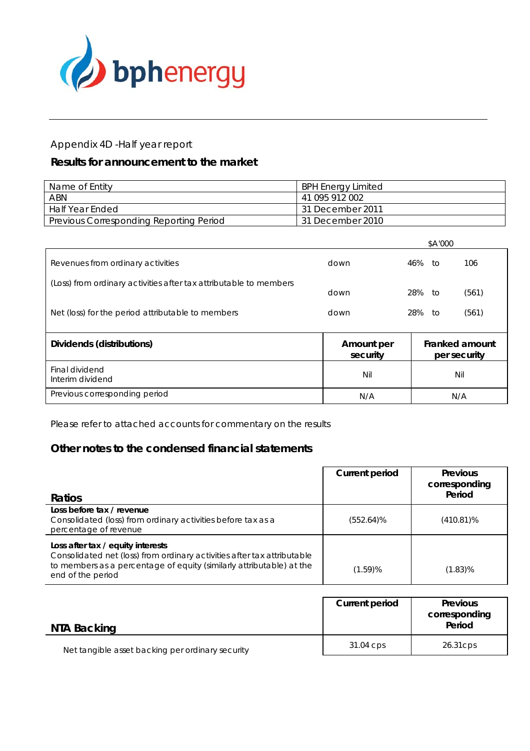bphenergy

Appendix 4D -Half year report

## Results for announcement to the market

| Name of Entity | BPH Energy Limited |
|---|---|
| ABN | 41 095 912 002 |
| Half Year Ended | 31 December 2011 |
| Previous Corresponding Reporting Period | 31 December 2010 |

| | | | | $A'000 |
|---|---|---|---|---|
| Revenues from ordinary activities | down | 46% | to | 106 |
| (Loss) from ordinary activities after tax attributable to members | down | 28% | to | (561) |
| Net (loss) for the period attributable to members | down | 28% | to | (561) |

| Dividends (distributions) | Amount per security | Franked amount per security |
|---|---|---|
| Final dividend<br>Interim dividend | Nil | Nil |
| Previous corresponding period | N/A | N/A |

Please refer to attached accounts for commentary on the results

## Other notes to the condensed financial statements

| Ratios | Current period | Previous corresponding Period |
|---|---|---|
| **Loss before tax / revenue**<br>Consolidated (loss) from ordinary activities before tax as a percentage of revenue | (552.64)% | (410.81)% |
| **Loss after tax / equity interests**<br>Consolidated net (loss) from ordinary activities after tax attributable to members as a percentage of equity (similarly attributable) at the end of the period | (1.59)% | (1.83)% |

| NTA Backing | Current period | Previous corresponding Period |
|---|---|---|
| Net tangible asset backing per ordinary security | 31.04 cps | 26.31cps |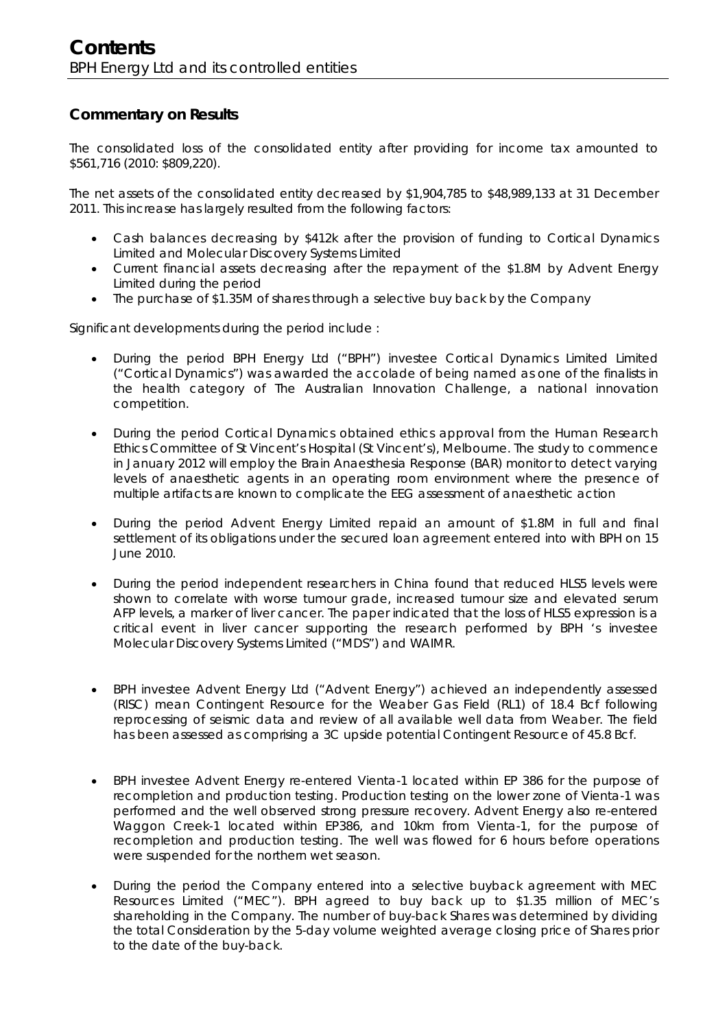# Contents

BPH Energy Ltd and its controlled entities

## Commentary on Results

The consolidated loss of the consolidated entity after providing for income tax amounted to $561,716 (2010: $809,220).

The net assets of the consolidated entity decreased by $1,904,785 to $48,989,133 at 31 December 2011. This increase has largely resulted from the following factors:

- Cash balances decreasing by $412k after the provision of funding to Cortical Dynamics Limited and Molecular Discovery Systems Limited
- Current financial assets decreasing after the repayment of the $1.8M by Advent Energy Limited during the period
- The purchase of $1.35M of shares through a selective buy back by the Company

Significant developments during the period include :

- During the period BPH Energy Ltd ("BPH") investee Cortical Dynamics Limited Limited ("Cortical Dynamics") was awarded the accolade of being named as one of the finalists in the health category of The Australian Innovation Challenge, a national innovation competition.
- During the period Cortical Dynamics obtained ethics approval from the Human Research Ethics Committee of St Vincent's Hospital (St Vincent's), Melbourne. The study to commence in January 2012 will employ the Brain Anaesthesia Response (BAR) monitor to detect varying levels of anaesthetic agents in an operating room environment where the presence of multiple artifacts are known to complicate the EEG assessment of anaesthetic action
- During the period Advent Energy Limited repaid an amount of $1.8M in full and final settlement of its obligations under the secured loan agreement entered into with BPH on 15 June 2010.
- During the period independent researchers in China found that reduced HLS5 levels were shown to correlate with worse tumour grade, increased tumour size and elevated serum AFP levels, a marker of liver cancer. The paper indicated that the loss of HLS5 expression is a critical event in liver cancer supporting the research performed by BPH 's investee Molecular Discovery Systems Limited ("MDS") and WAIMR.
- BPH investee Advent Energy Ltd ("Advent Energy") achieved an independently assessed (RISC) mean Contingent Resource for the Weaber Gas Field (RL1) of 18.4 Bcf following reprocessing of seismic data and review of all available well data from Weaber. The field has been assessed as comprising a 3C upside potential Contingent Resource of 45.8 Bcf.
- BPH investee Advent Energy re-entered Vienta-1 located within EP 386 for the purpose of recompletion and production testing. Production testing on the lower zone of Vienta-1 was performed and the well observed strong pressure recovery. Advent Energy also re-entered Waggon Creek-1 located within EP386, and 10km from Vienta-1, for the purpose of recompletion and production testing. The well was flowed for 6 hours before operations were suspended for the northern wet season.
- During the period the Company entered into a selective buyback agreement with MEC Resources Limited ("MEC"). BPH agreed to buy back up to $1.35 million of MEC's shareholding in the Company. The number of buy-back Shares was determined by dividing the total Consideration by the 5-day volume weighted average closing price of Shares prior to the date of the buy-back.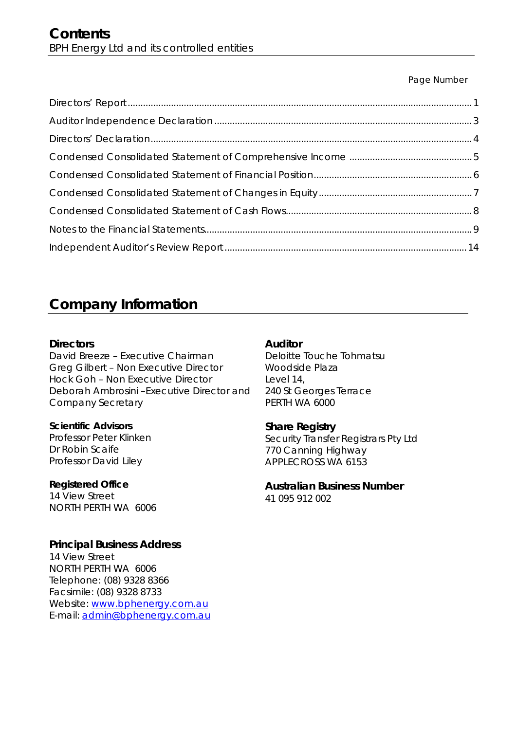# Contents

BPH Energy Ltd and its controlled entities

| | Page Number |
|---|---|
| Directors' Report | 1 |
| Auditor Independence Declaration | 3 |
| Directors' Declaration | 4 |
| Condensed Consolidated Statement of Comprehensive Income | 5 |
| Condensed Consolidated Statement of Financial Position | 6 |
| Condensed Consolidated Statement of Changes in Equity | 7 |
| Condensed Consolidated Statement of Cash Flows | 8 |
| Notes to the Financial Statements | 9 |
| Independent Auditor's Review Report | 14 |

# Company Information

**Directors**
David Breeze – Executive Chairman
Greg Gilbert – Non Executive Director
Hock Goh – Non Executive Director
Deborah Ambrosini –Executive Director and Company Secretary

**Scientific Advisors**
Professor Peter Klinken
Dr Robin Scaife
Professor David Liley

**Registered Office**
14 View Street
NORTH PERTH WA 6006

**Principal Business Address**
14 View Street
NORTH PERTH WA 6006
Telephone: (08) 9328 8366
Facsimile: (08) 9328 8733
Website: www.bphenergy.com.au
E-mail: admin@bphenergy.com.au

**Auditor**
Deloitte Touche Tohmatsu
Woodside Plaza
Level 14,
240 St Georges Terrace
PERTH WA 6000

**Share Registry**
Security Transfer Registrars Pty Ltd
770 Canning Highway
APPLECROSS WA 6153

**Australian Business Number**
41 095 912 002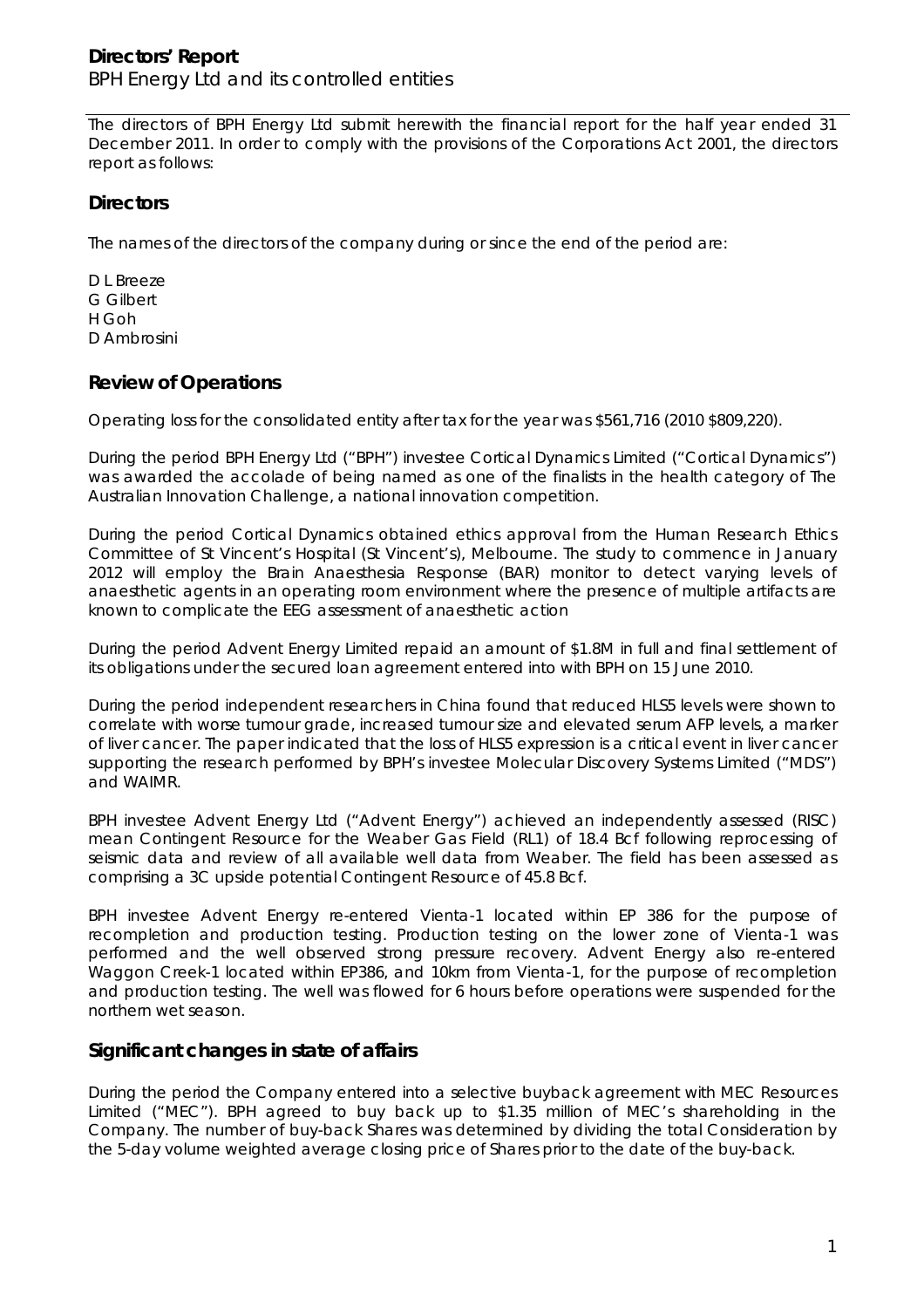# Directors' Report

BPH Energy Ltd and its controlled entities

The directors of BPH Energy Ltd submit herewith the financial report for the half year ended 31 December 2011. In order to comply with the provisions of the Corporations Act 2001, the directors report as follows:

## Directors

The names of the directors of the company during or since the end of the period are:

D L Breeze
G Gilbert
H Goh
D Ambrosini

## Review of Operations

Operating loss for the consolidated entity after tax for the year was $561,716 (2010 $809,220).

During the period BPH Energy Ltd ("BPH") investee Cortical Dynamics Limited ("Cortical Dynamics") was awarded the accolade of being named as one of the finalists in the health category of The Australian Innovation Challenge, a national innovation competition.

During the period Cortical Dynamics obtained ethics approval from the Human Research Ethics Committee of St Vincent's Hospital (St Vincent's), Melbourne. The study to commence in January 2012 will employ the Brain Anaesthesia Response (BAR) monitor to detect varying levels of anaesthetic agents in an operating room environment where the presence of multiple artifacts are known to complicate the EEG assessment of anaesthetic action

During the period Advent Energy Limited repaid an amount of $1.8M in full and final settlement of its obligations under the secured loan agreement entered into with BPH on 15 June 2010.

During the period independent researchers in China found that reduced HLS5 levels were shown to correlate with worse tumour grade, increased tumour size and elevated serum AFP levels, a marker of liver cancer. The paper indicated that the loss of HLS5 expression is a critical event in liver cancer supporting the research performed by BPH's investee Molecular Discovery Systems Limited ("MDS") and WAIMR.

BPH investee Advent Energy Ltd ("Advent Energy") achieved an independently assessed (RISC) mean Contingent Resource for the Weaber Gas Field (RL1) of 18.4 Bcf following reprocessing of seismic data and review of all available well data from Weaber. The field has been assessed as comprising a 3C upside potential Contingent Resource of 45.8 Bcf.

BPH investee Advent Energy re-entered Vienta-1 located within EP 386 for the purpose of recompletion and production testing. Production testing on the lower zone of Vienta-1 was performed and the well observed strong pressure recovery. Advent Energy also re-entered Waggon Creek-1 located within EP386, and 10km from Vienta-1, for the purpose of recompletion and production testing. The well was flowed for 6 hours before operations were suspended for the northern wet season.

## Significant changes in state of affairs

During the period the Company entered into a selective buyback agreement with MEC Resources Limited ("MEC"). BPH agreed to buy back up to $1.35 million of MEC's shareholding in the Company. The number of buy-back Shares was determined by dividing the total Consideration by the 5-day volume weighted average closing price of Shares prior to the date of the buy-back.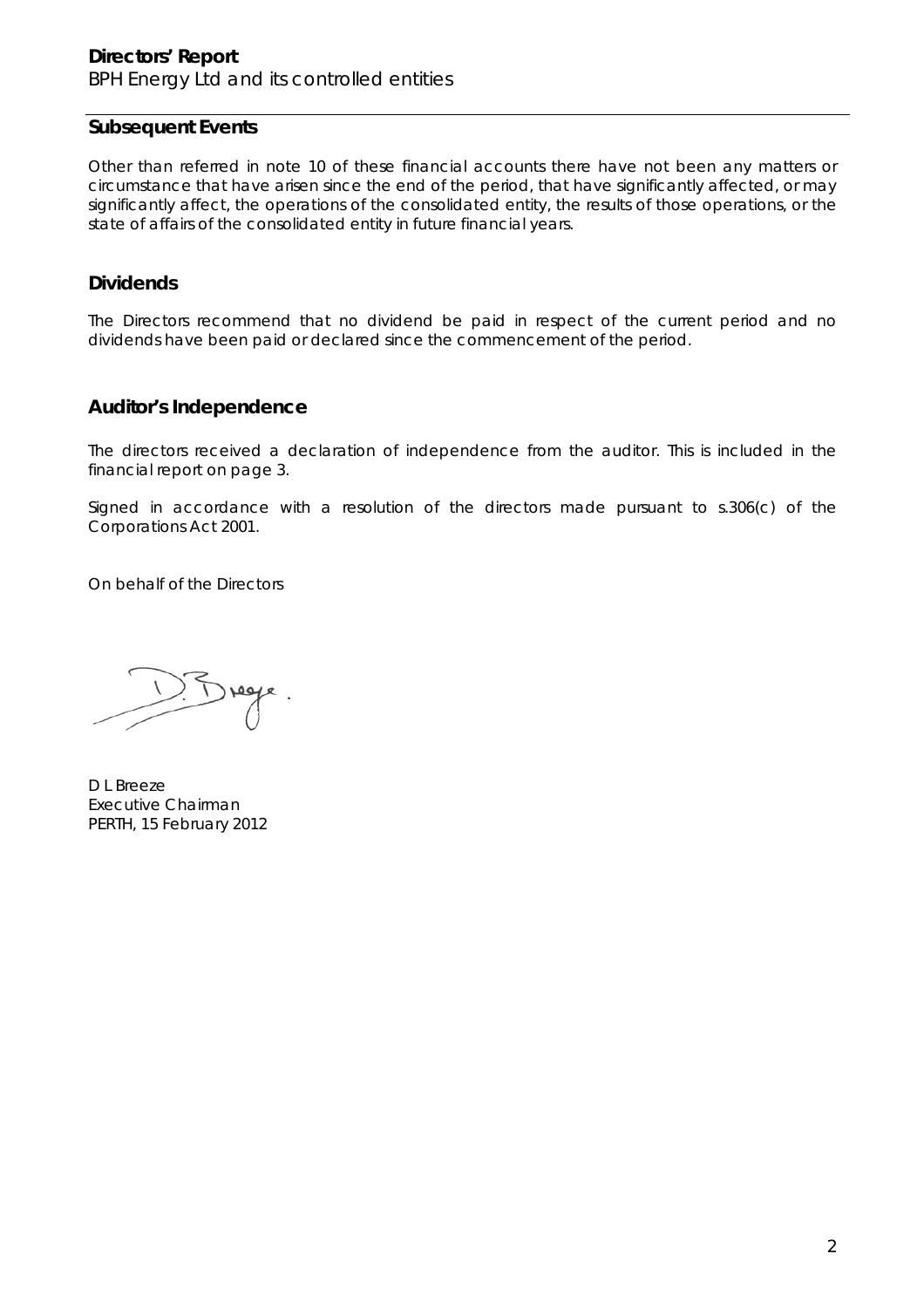## Subsequent Events

Other than referred in note 10 of these financial accounts there have not been any matters or circumstance that have arisen since the end of the period, that have significantly affected, or may significantly affect, the operations of the consolidated entity, the results of those operations, or the state of affairs of the consolidated entity in future financial years.

## Dividends

The Directors recommend that no dividend be paid in respect of the current period and no dividends have been paid or declared since the commencement of the period.

## Auditor's Independence

The directors received a declaration of independence from the auditor. This is included in the financial report on page 3.

Signed in accordance with a resolution of the directors made pursuant to s.306(c) of the Corporations Act 2001.

On behalf of the Directors

D L Breeze
Executive Chairman
PERTH, 15 February 2012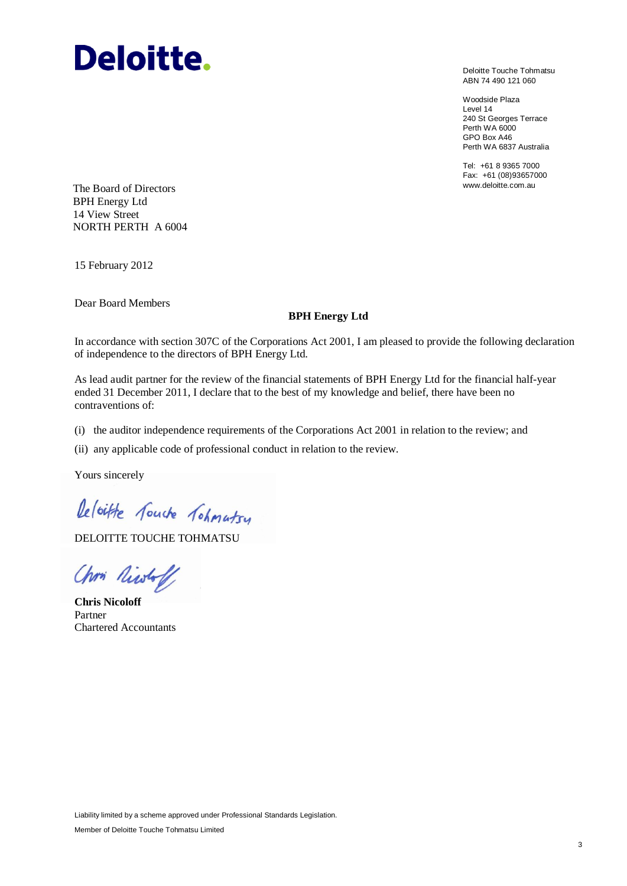**Deloitte.**

Deloitte Touche Tohmatsu
ABN 74 490 121 060

Woodside Plaza
Level 14
240 St Georges Terrace
Perth WA 6000
GPO Box A46
Perth WA 6837 Australia

Tel: +61 8 9365 7000
Fax: +61 (08)93657000
www.deloitte.com.au

The Board of Directors
BPH Energy Ltd
14 View Street
NORTH PERTH A 6004

15 February 2012

Dear Board Members

**BPH Energy Ltd**

In accordance with section 307C of the Corporations Act 2001, I am pleased to provide the following declaration of independence to the directors of BPH Energy Ltd.

As lead audit partner for the review of the financial statements of BPH Energy Ltd for the financial half-year ended 31 December 2011, I declare that to the best of my knowledge and belief, there have been no contraventions of:

(i) the auditor independence requirements of the Corporations Act 2001 in relation to the review; and

(ii) any applicable code of professional conduct in relation to the review.

Yours sincerely

Deloitte Touche Tohmatsu

DELOITTE TOUCHE TOHMATSU

Chris Nicoloff

**Chris Nicoloff**
Partner
Chartered Accountants

Liability limited by a scheme approved under Professional Standards Legislation.

Member of Deloitte Touche Tohmatsu Limited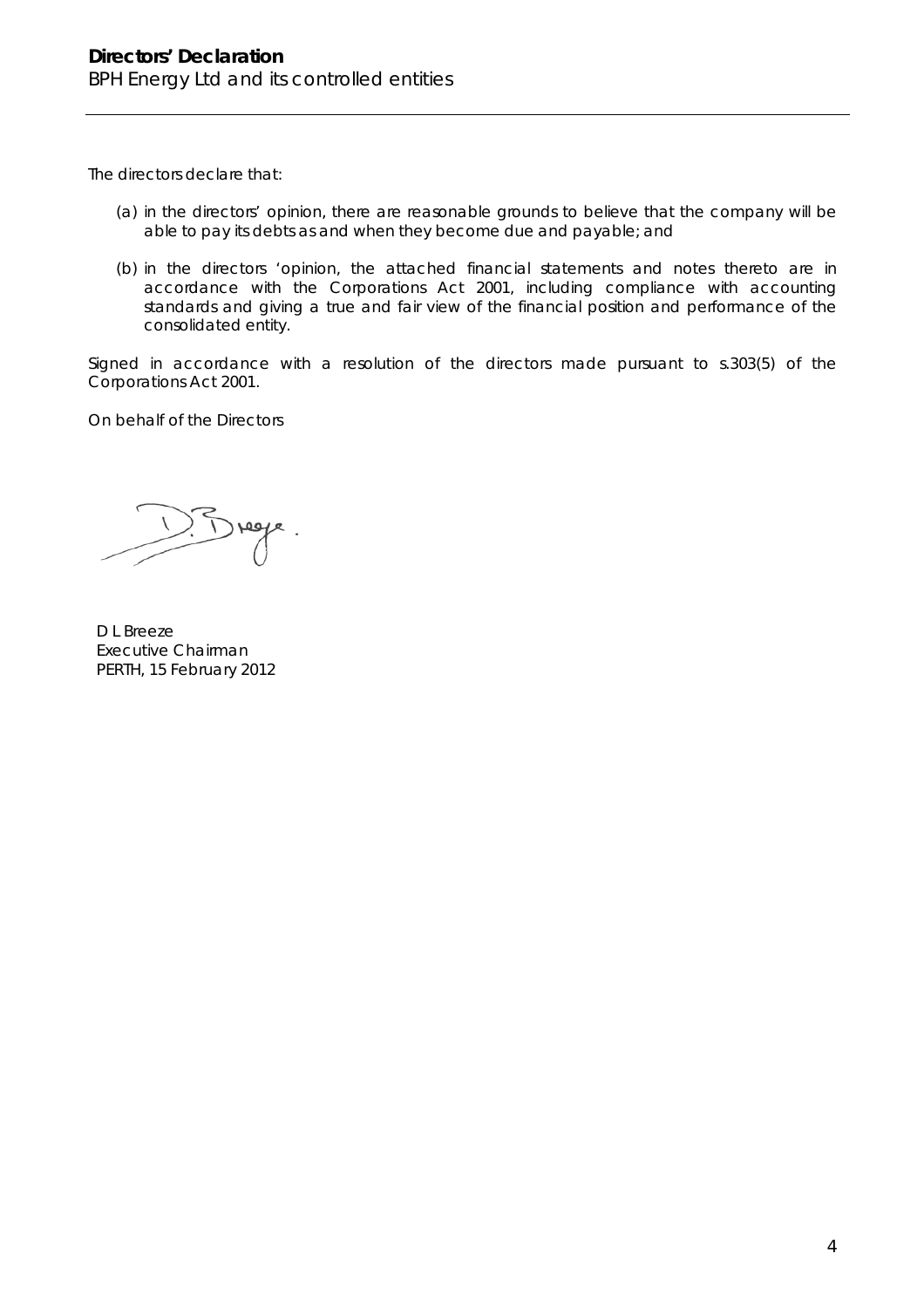# Directors' Declaration

BPH Energy Ltd and its controlled entities

The directors declare that:

(a) in the directors' opinion, there are reasonable grounds to believe that the company will be able to pay its debts as and when they become due and payable; and

(b) in the directors 'opinion, the attached financial statements and notes thereto are in accordance with the Corporations Act 2001, including compliance with accounting standards and giving a true and fair view of the financial position and performance of the consolidated entity.

Signed in accordance with a resolution of the directors made pursuant to s.303(5) of the Corporations Act 2001.

On behalf of the Directors

D L Breeze
Executive Chairman
PERTH, 15 February 2012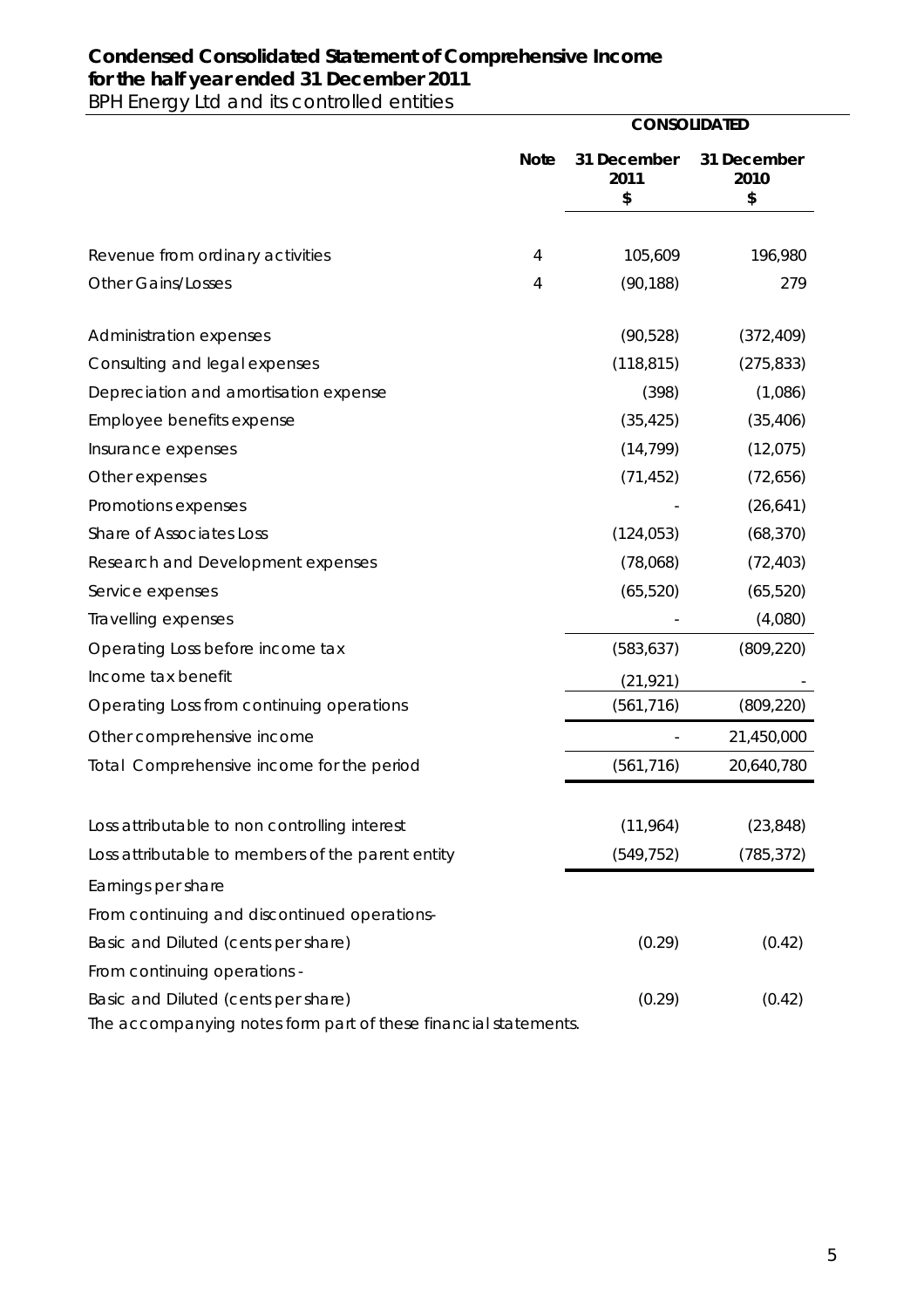# Condensed Consolidated Statement of Comprehensive Income
## for the half year ended 31 December 2011

*BPH Energy Ltd and its controlled entities*

| | Note | CONSOLIDATED 31 December 2011 $ | 31 December 2010 $ |
|---|---|---|---|
| Revenue from ordinary activities | 4 | 105,609 | 196,980 |
| Other Gains/Losses | 4 | (90,188) | 279 |
| Administration expenses | | (90,528) | (372,409) |
| Consulting and legal expenses | | (118,815) | (275,833) |
| Depreciation and amortisation expense | | (398) | (1,086) |
| Employee benefits expense | | (35,425) | (35,406) |
| Insurance expenses | | (14,799) | (12,075) |
| Other expenses | | (71,452) | (72,656) |
| Promotions expenses | | - | (26,641) |
| Share of Associates Loss | | (124,053) | (68,370) |
| Research and Development expenses | | (78,068) | (72,403) |
| Service expenses | | (65,520) | (65,520) |
| Travelling expenses | | - | (4,080) |
| Operating Loss before income tax | | (583,637) | (809,220) |
| Income tax benefit | | (21,921) | - |
| Operating Loss from continuing operations | | (561,716) | (809,220) |
| Other comprehensive income | | - | 21,450,000 |
| Total Comprehensive income for the period | | (561,716) | 20,640,780 |
| Loss attributable to non controlling interest | | (11,964) | (23,848) |
| Loss attributable to members of the parent entity | | (549,752) | (785,372) |
| Earnings per share | | | |
| From continuing and discontinued operations- | | | |
| Basic and Diluted (cents per share) | | (0.29) | (0.42) |
| From continuing operations - | | | |
| Basic and Diluted (cents per share) | | (0.29) | (0.42) |

The accompanying notes form part of these financial statements.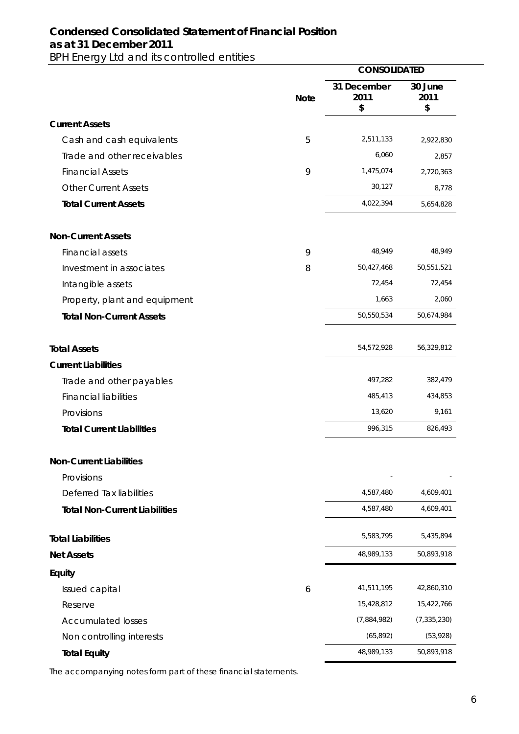# Condensed Consolidated Statement of Financial Position
## as at 31 December 2011

BPH Energy Ltd and its controlled entities

| | Note | CONSOLIDATED | |
|---|---|---|---|
| | | 31 December 2011 $ | 30 June 2011 $ |
| **Current Assets** | | | |
| Cash and cash equivalents | 5 | 2,511,133 | 2,922,830 |
| Trade and other receivables | | 6,060 | 2,857 |
| Financial Assets | 9 | 1,475,074 | 2,720,363 |
| Other Current Assets | | 30,127 | 8,778 |
| **Total Current Assets** | | 4,022,394 | 5,654,828 |
| **Non-Current Assets** | | | |
| Financial assets | 9 | 48,949 | 48,949 |
| Investment in associates | 8 | 50,427,468 | 50,551,521 |
| Intangible assets | | 72,454 | 72,454 |
| Property, plant and equipment | | 1,663 | 2,060 |
| **Total Non-Current Assets** | | 50,550,534 | 50,674,984 |
| **Total Assets** | | 54,572,928 | 56,329,812 |
| **Current Liabilities** | | | |
| Trade and other payables | | 497,282 | 382,479 |
| Financial liabilities | | 485,413 | 434,853 |
| Provisions | | 13,620 | 9,161 |
| **Total Current Liabilities** | | 996,315 | 826,493 |
| **Non-Current Liabilities** | | | |
| Provisions | | - | - |
| Deferred Tax liabilities | | 4,587,480 | 4,609,401 |
| **Total Non-Current Liabilities** | | 4,587,480 | 4,609,401 |
| **Total Liabilities** | | 5,583,795 | 5,435,894 |
| **Net Assets** | | 48,989,133 | 50,893,918 |
| **Equity** | | | |
| Issued capital | 6 | 41,511,195 | 42,860,310 |
| Reserve | | 15,428,812 | 15,422,766 |
| Accumulated losses | | (7,884,982) | (7,335,230) |
| Non controlling interests | | (65,892) | (53,928) |
| **Total Equity** | | 48,989,133 | 50,893,918 |

The accompanying notes form part of these financial statements.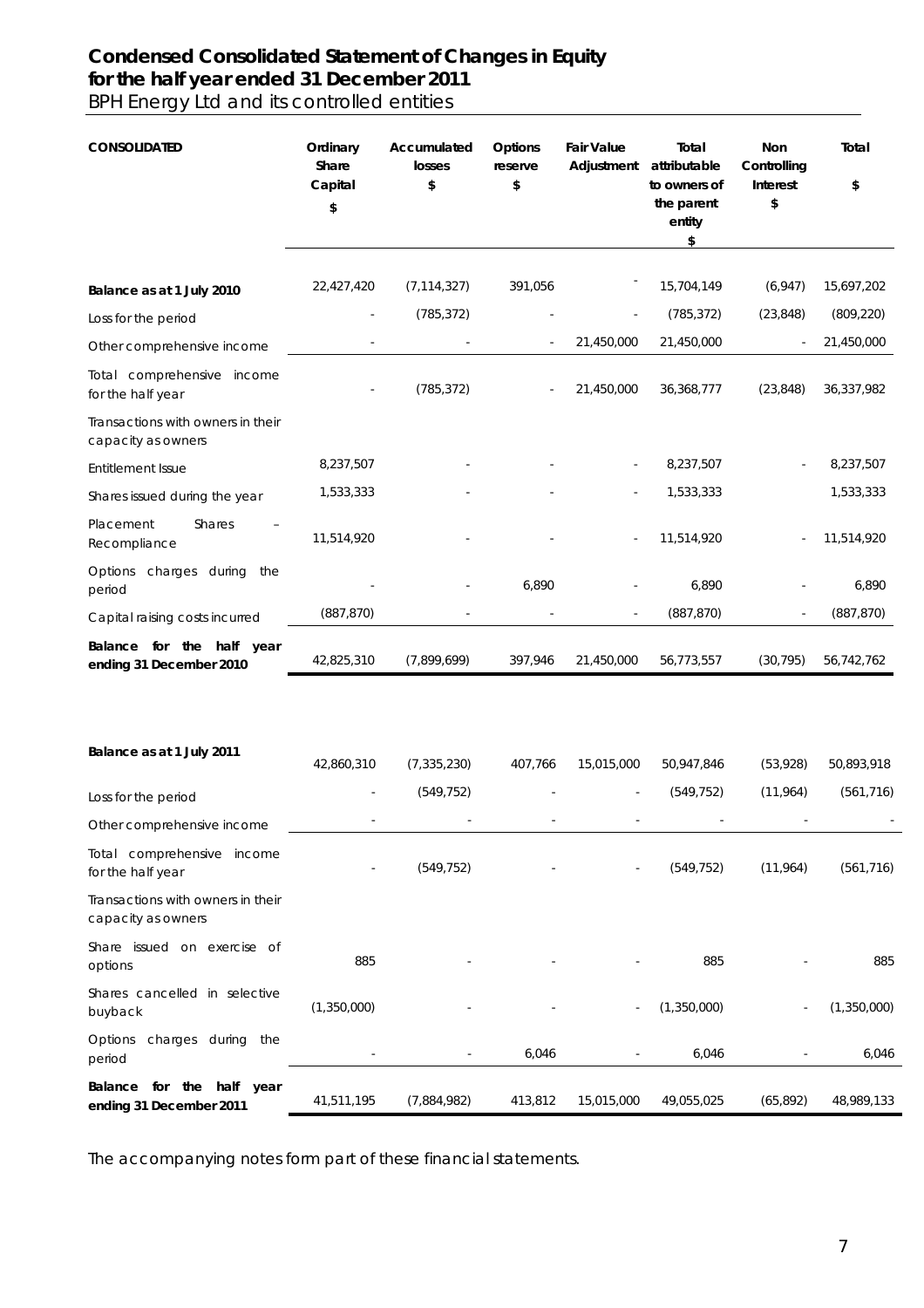# Condensed Consolidated Statement of Changes in Equity for the half year ended 31 December 2011

BPH Energy Ltd and its controlled entities

| CONSOLIDATED | Ordinary Share Capital $ | Accumulated losses $ | Options reserve $ | Fair Value Adjustment | Total attributable to owners of the parent entity $ | Non Controlling Interest $ | Total $ |
|---|---|---|---|---|---|---|---|
| **Balance as at 1 July 2010** | 22,427,420 | (7,114,327) | 391,056 | - | 15,704,149 | (6,947) | 15,697,202 |
| Loss for the period | - | (785,372) | - | - | (785,372) | (23,848) | (809,220) |
| Other comprehensive income | - | - | - | 21,450,000 | 21,450,000 | - | 21,450,000 |
| Total comprehensive income for the half year | - | (785,372) | - | 21,450,000 | 36,368,777 | (23,848) | 36,337,982 |
| Transactions with owners in their capacity as owners | | | | | | | |
| Entitlement Issue | 8,237,507 | - | - | - | 8,237,507 | - | 8,237,507 |
| Shares issued during the year | 1,533,333 | - | - | - | 1,533,333 | | 1,533,333 |
| Placement Shares – Recompliance | 11,514,920 | - | - | - | 11,514,920 | - | 11,514,920 |
| Options charges during the period | - | - | 6,890 | - | 6,890 | - | 6,890 |
| Capital raising costs incurred | (887,870) | - | - | - | (887,870) | - | (887,870) |
| **Balance for the half year ending 31 December 2010** | 42,825,310 | (7,899,699) | 397,946 | 21,450,000 | 56,773,557 | (30,795) | 56,742,762 |
| | | | | | | | |
| **Balance as at 1 July 2011** | 42,860,310 | (7,335,230) | 407,766 | 15,015,000 | 50,947,846 | (53,928) | 50,893,918 |
| Loss for the period | - | (549,752) | - | - | (549,752) | (11,964) | (561,716) |
| Other comprehensive income | - | - | - | - | - | - | - |
| Total comprehensive income for the half year | - | (549,752) | - | - | (549,752) | (11,964) | (561,716) |
| Transactions with owners in their capacity as owners | | | | | | | |
| Share issued on exercise of options | 885 | - | - | - | 885 | - | 885 |
| Shares cancelled in selective buyback | (1,350,000) | - | - | - | (1,350,000) | - | (1,350,000) |
| Options charges during the period | - | - | 6,046 | - | 6,046 | - | 6,046 |
| **Balance for the half year ending 31 December 2011** | 41,511,195 | (7,884,982) | 413,812 | 15,015,000 | 49,055,025 | (65,892) | 48,989,133 |

The accompanying notes form part of these financial statements.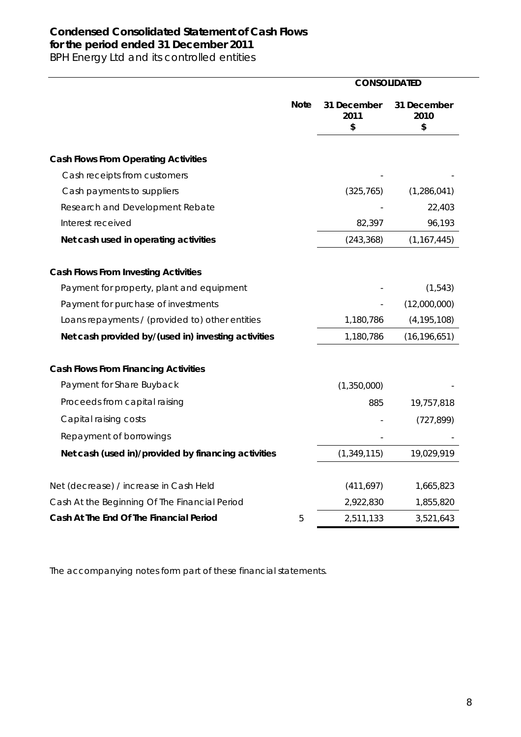# Condensed Consolidated Statement of Cash Flows for the period ended 31 December 2011

BPH Energy Ltd and its controlled entities

| | Note | CONSOLIDATED 31 December 2011 $ | 31 December 2010 $ |
|---|---|---|---|
| **Cash Flows From Operating Activities** | | | |
| Cash receipts from customers | | - | - |
| Cash payments to suppliers | | (325,765) | (1,286,041) |
| Research and Development Rebate | | - | 22,403 |
| Interest received | | 82,397 | 96,193 |
| **Net cash used in operating activities** | | (243,368) | (1,167,445) |
| **Cash Flows From Investing Activities** | | | |
| Payment for property, plant and equipment | | - | (1,543) |
| Payment for purchase of investments | | - | (12,000,000) |
| Loans repayments / (provided to) other entities | | 1,180,786 | (4,195,108) |
| **Net cash provided by/(used in) investing activities** | | 1,180,786 | (16,196,651) |
| **Cash Flows From Financing Activities** | | | |
| Payment for Share Buyback | | (1,350,000) | - |
| Proceeds from capital raising | | 885 | 19,757,818 |
| Capital raising costs | | - | (727,899) |
| Repayment of borrowings | | - | - |
| **Net cash (used in)/provided by financing activities** | | (1,349,115) | 19,029,919 |
| Net (decrease) / increase in Cash Held | | (411,697) | 1,665,823 |
| Cash At the Beginning Of The Financial Period | | 2,922,830 | 1,855,820 |
| **Cash At The End Of The Financial Period** | 5 | 2,511,133 | 3,521,643 |

The accompanying notes form part of these financial statements.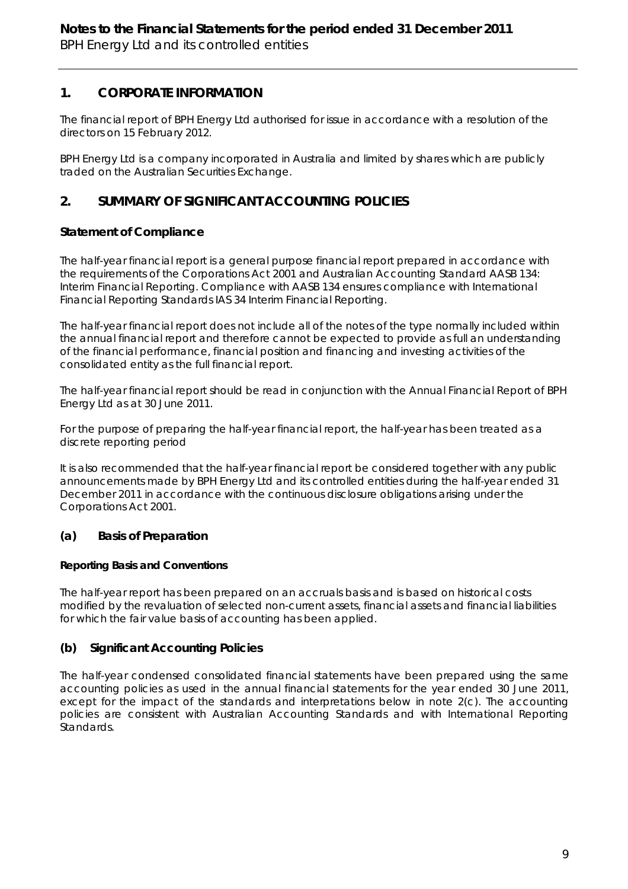# Notes to the Financial Statements for the period ended 31 December 2011

BPH Energy Ltd and its controlled entities

## 1. CORPORATE INFORMATION

The financial report of BPH Energy Ltd authorised for issue in accordance with a resolution of the directors on 15 February 2012.

BPH Energy Ltd is a company incorporated in Australia and limited by shares which are publicly traded on the Australian Securities Exchange.

## 2. SUMMARY OF SIGNIFICANT ACCOUNTING POLICIES

### Statement of Compliance

The half-year financial report is a general purpose financial report prepared in accordance with the requirements of the Corporations Act 2001 and Australian Accounting Standard AASB 134: Interim Financial Reporting. Compliance with AASB 134 ensures compliance with International Financial Reporting Standards IAS 34 Interim Financial Reporting.

The half-year financial report does not include all of the notes of the type normally included within the annual financial report and therefore cannot be expected to provide as full an understanding of the financial performance, financial position and financing and investing activities of the consolidated entity as the full financial report.

The half-year financial report should be read in conjunction with the Annual Financial Report of BPH Energy Ltd as at 30 June 2011.

For the purpose of preparing the half-year financial report, the half-year has been treated as a discrete reporting period

It is also recommended that the half-year financial report be considered together with any public announcements made by BPH Energy Ltd and its controlled entities during the half-year ended 31 December 2011 in accordance with the continuous disclosure obligations arising under the Corporations Act 2001.

### (a) Basis of Preparation

#### Reporting Basis and Conventions

The half-year report has been prepared on an accruals basis and is based on historical costs modified by the revaluation of selected non-current assets, financial assets and financial liabilities for which the fair value basis of accounting has been applied.

### (b) Significant Accounting Policies

The half-year condensed consolidated financial statements have been prepared using the same accounting policies as used in the annual financial statements for the year ended 30 June 2011, except for the impact of the standards and interpretations below in note 2(c). The accounting policies are consistent with Australian Accounting Standards and with International Reporting Standards.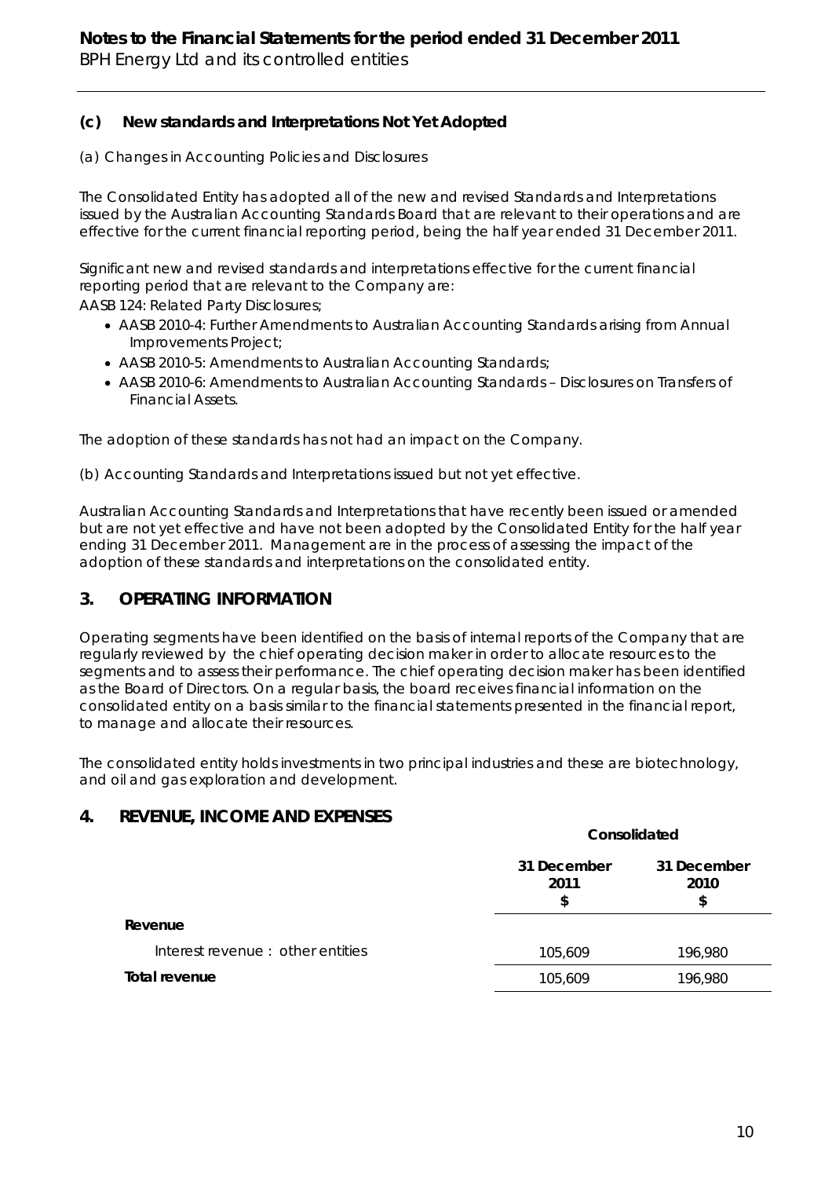### (c) New standards and Interpretations Not Yet Adopted

(a) Changes in Accounting Policies and Disclosures

The Consolidated Entity has adopted all of the new and revised Standards and Interpretations issued by the Australian Accounting Standards Board that are relevant to their operations and are effective for the current financial reporting period, being the half year ended 31 December 2011.

Significant new and revised standards and interpretations effective for the current financial reporting period that are relevant to the Company are:

AASB 124: Related Party Disclosures;

- AASB 2010-4: Further Amendments to Australian Accounting Standards arising from Annual Improvements Project;
- AASB 2010-5: Amendments to Australian Accounting Standards;
- AASB 2010-6: Amendments to Australian Accounting Standards – Disclosures on Transfers of Financial Assets.

The adoption of these standards has not had an impact on the Company.

(b) Accounting Standards and Interpretations issued but not yet effective.

Australian Accounting Standards and Interpretations that have recently been issued or amended but are not yet effective and have not been adopted by the Consolidated Entity for the half year ending 31 December 2011. Management are in the process of assessing the impact of the adoption of these standards and interpretations on the consolidated entity.

## 3. OPERATING INFORMATION

Operating segments have been identified on the basis of internal reports of the Company that are regularly reviewed by the chief operating decision maker in order to allocate resources to the segments and to assess their performance. The chief operating decision maker has been identified as the Board of Directors. On a regular basis, the board receives financial information on the consolidated entity on a basis similar to the financial statements presented in the financial report, to manage and allocate their resources.

The consolidated entity holds investments in two principal industries and these are biotechnology, and oil and gas exploration and development.

## 4. REVENUE, INCOME AND EXPENSES

| | Consolidated | |
|---|---|---|
| | 31 December 2011 $ | 31 December 2010 $ |
| **Revenue** | | |
| Interest revenue : other entities | 105,609 | 196,980 |
| **Total revenue** | 105,609 | 196,980 |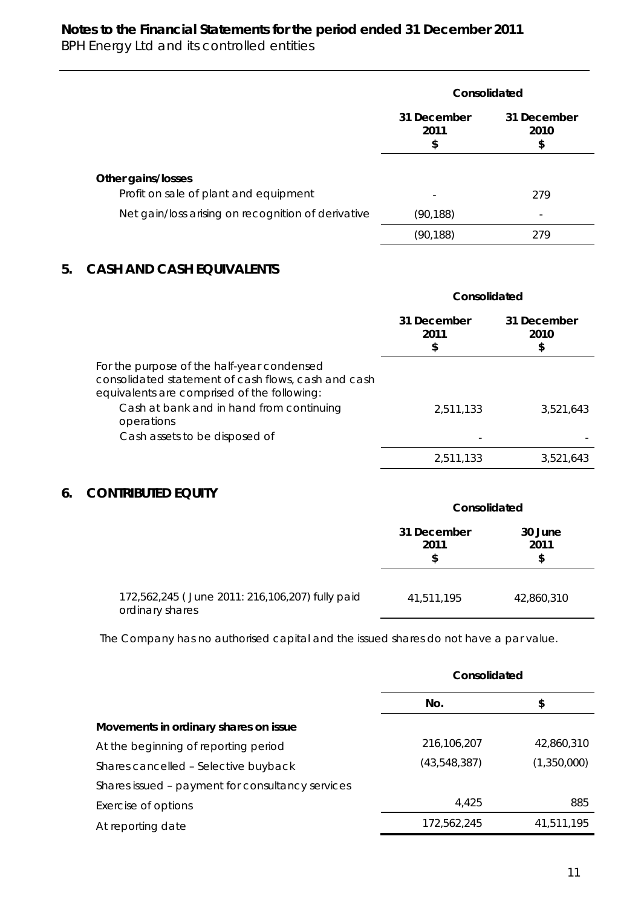| | Consolidated | |
|---|---|---|
| | 31 December 2011 $ | 31 December 2010 $ |
| **Other gains/losses** | | |
| Profit on sale of plant and equipment | - | 279 |
| Net gain/loss arising on recognition of derivative | (90,188) | - |
| | (90,188) | 279 |

## 5. CASH AND CASH EQUIVALENTS

| | Consolidated | |
|---|---|---|
| | 31 December 2011 $ | 31 December 2010 $ |
| For the purpose of the half-year condensed consolidated statement of cash flows, cash and cash equivalents are comprised of the following: | | |
| Cash at bank and in hand from continuing operations | 2,511,133 | 3,521,643 |
| Cash assets to be disposed of | - | - |
| | 2,511,133 | 3,521,643 |

## 6. CONTRIBUTED EQUITY

| | Consolidated | |
|---|---|---|
| | 31 December 2011 $ | 30 June 2011 $ |
| 172,562,245 ( June 2011: 216,106,207) fully paid ordinary shares | 41,511,195 | 42,860,310 |

The Company has no authorised capital and the issued shares do not have a par value.

| | Consolidated | |
|---|---|---|
| | No. | $ |
| **Movements in ordinary shares on issue** | | |
| At the beginning of reporting period | 216,106,207 | 42,860,310 |
| Shares cancelled – Selective buyback | (43,548,387) | (1,350,000) |
| Shares issued – payment for consultancy services | | |
| Exercise of options | 4,425 | 885 |
| At reporting date | 172,562,245 | 41,511,195 |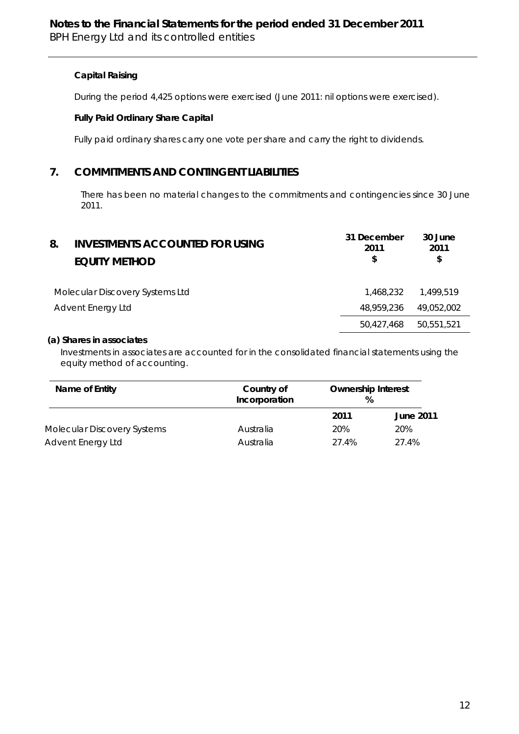**Capital Raising**

During the period 4,425 options were exercised (June 2011: nil options were exercised).

**Fully Paid Ordinary Share Capital**

Fully paid ordinary shares carry one vote per share and carry the right to dividends.

## 7. COMMITMENTS AND CONTINGENT LIABILITIES

There has been no material changes to the commitments and contingencies since 30 June 2011.

## 8. INVESTMENTS ACCOUNTED FOR USING EQUITY METHOD

| | 31 December 2011 $ | 30 June 2011 $ |
|---|---|---|
| Molecular Discovery Systems Ltd | 1,468,232 | 1,499,519 |
| Advent Energy Ltd | 48,959,236 | 49,052,002 |
| | 50,427,468 | 50,551,521 |

**(a) Shares in associates**

Investments in associates are accounted for in the consolidated financial statements using the equity method of accounting.

| Name of Entity | Country of Incorporation | Ownership Interest % | |
|---|---|---|---|
| | | 2011 | June 2011 |
| Molecular Discovery Systems | Australia | 20% | 20% |
| Advent Energy Ltd | Australia | 27.4% | 27.4% |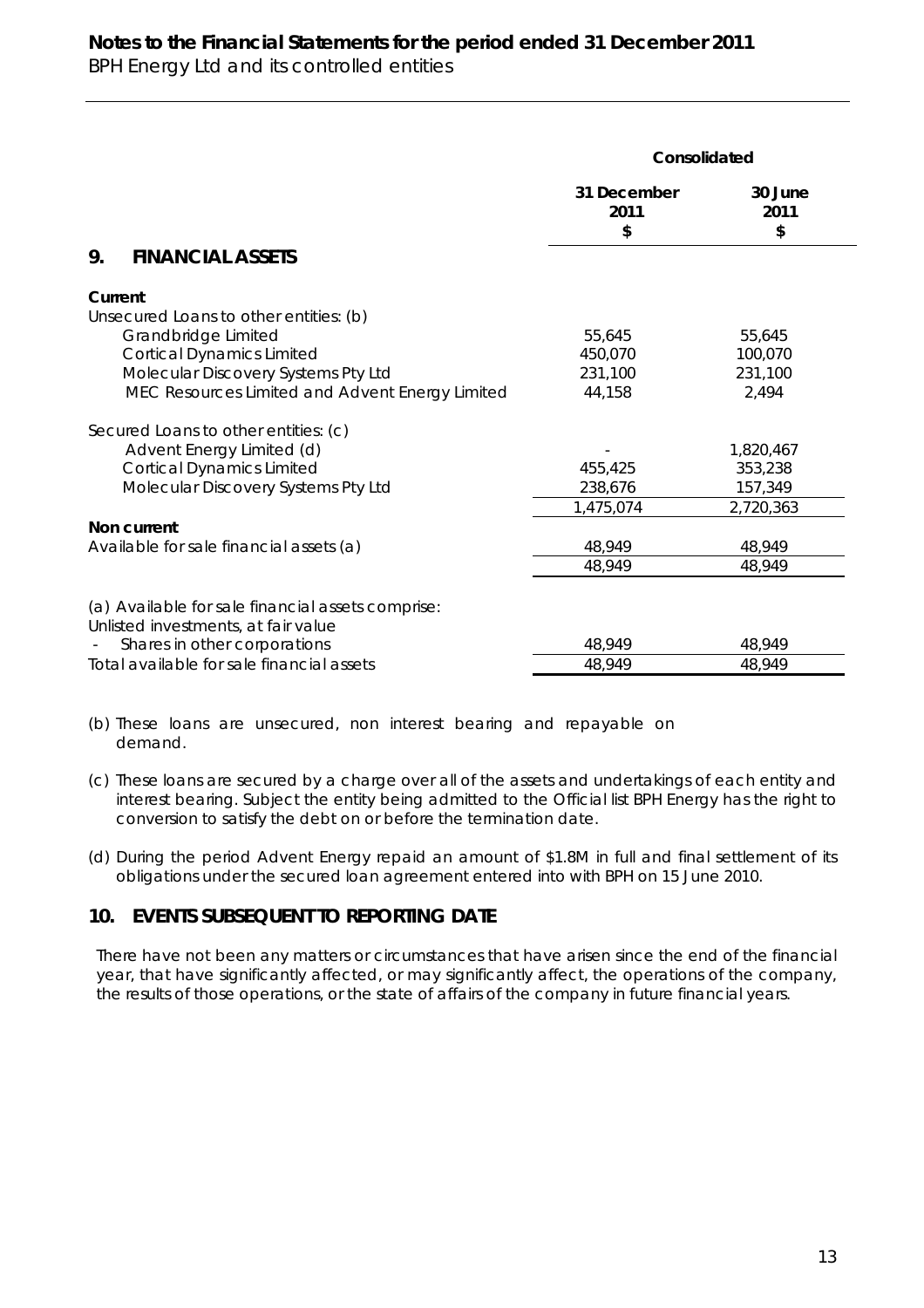|  | Consolidated |  |
|---|---|---|
|  | 31 December 2011 $ | 30 June 2011 $ |

## 9. FINANCIAL ASSETS

| | 31 December 2011 $ | 30 June 2011 $ |
|---|---|---|
| **Current** | | |
| Unsecured Loans to other entities: (b) | | |
| Grandbridge Limited | 55,645 | 55,645 |
| Cortical Dynamics Limited | 450,070 | 100,070 |
| Molecular Discovery Systems Pty Ltd | 231,100 | 231,100 |
| MEC Resources Limited and Advent Energy Limited | 44,158 | 2,494 |
| Secured Loans to other entities: (c) | | |
| Advent Energy Limited (d) | - | 1,820,467 |
| Cortical Dynamics Limited | 455,425 | 353,238 |
| Molecular Discovery Systems Pty Ltd | 238,676 | 157,349 |
| | 1,475,074 | 2,720,363 |
| **Non current** | | |
| Available for sale financial assets (a) | 48,949 | 48,949 |
| | 48,949 | 48,949 |
| (a) Available for sale financial assets comprise: | | |
| Unlisted investments, at fair value | | |
| - Shares in other corporations | 48,949 | 48,949 |
| Total available for sale financial assets | 48,949 | 48,949 |

(b) These loans are unsecured, non interest bearing and repayable on demand.

(c) These loans are secured by a charge over all of the assets and undertakings of each entity and interest bearing. Subject the entity being admitted to the Official list BPH Energy has the right to conversion to satisfy the debt on or before the termination date.

(d) During the period Advent Energy repaid an amount of $1.8M in full and final settlement of its obligations under the secured loan agreement entered into with BPH on 15 June 2010.

## 10. EVENTS SUBSEQUENT TO REPORTING DATE

There have not been any matters or circumstances that have arisen since the end of the financial year, that have significantly affected, or may significantly affect, the operations of the company, the results of those operations, or the state of affairs of the company in future financial years.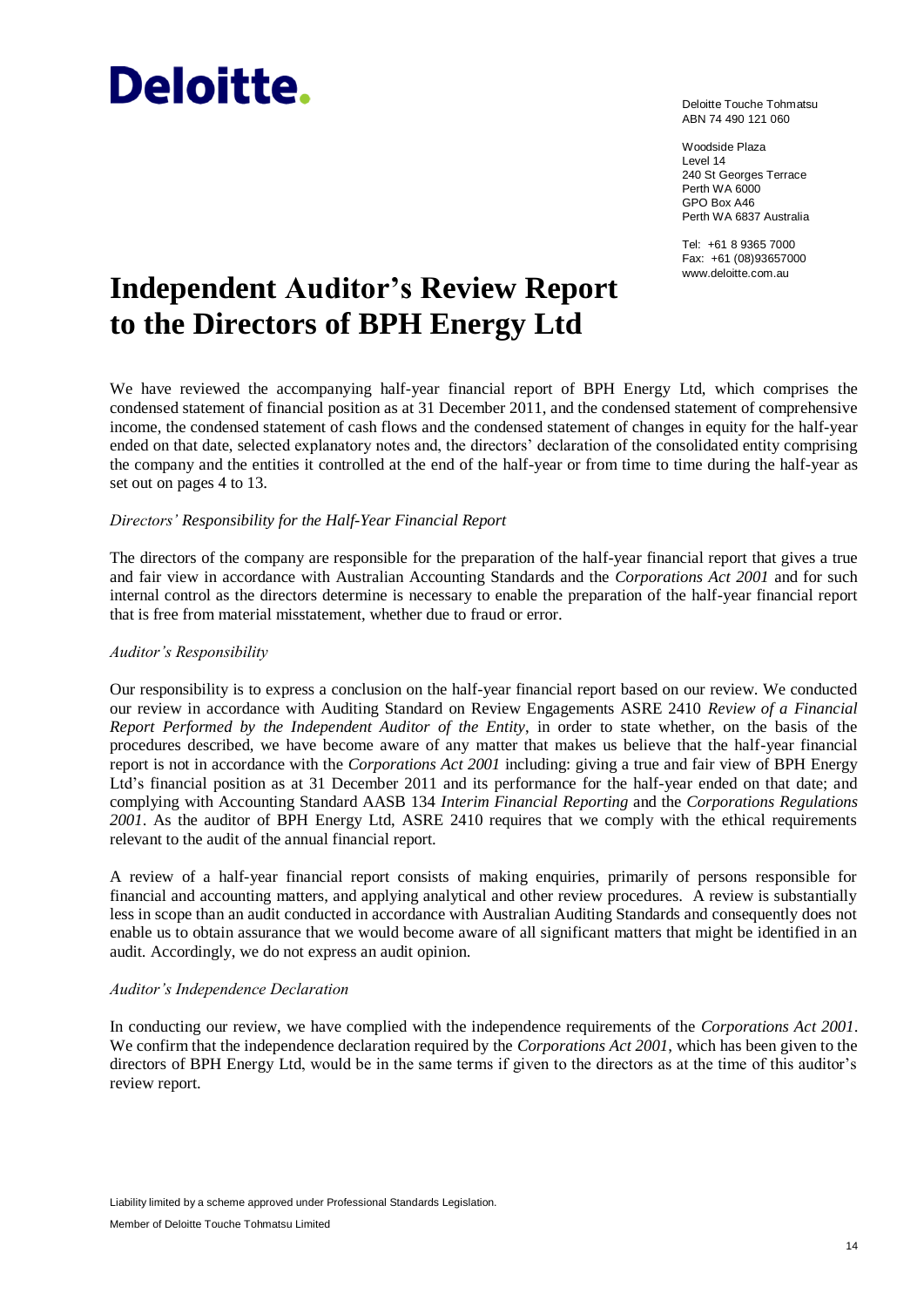Deloitte.

Deloitte Touche Tohmatsu
ABN 74 490 121 060

Woodside Plaza
Level 14
240 St Georges Terrace
Perth WA 6000
GPO Box A46
Perth WA 6837 Australia

Tel: +61 8 9365 7000
Fax: +61 (08)93657000
www.deloitte.com.au

# Independent Auditor's Review Report to the Directors of BPH Energy Ltd

We have reviewed the accompanying half-year financial report of BPH Energy Ltd, which comprises the condensed statement of financial position as at 31 December 2011, and the condensed statement of comprehensive income, the condensed statement of cash flows and the condensed statement of changes in equity for the half-year ended on that date, selected explanatory notes and, the directors' declaration of the consolidated entity comprising the company and the entities it controlled at the end of the half-year or from time to time during the half-year as set out on pages 4 to 13.

*Directors' Responsibility for the Half-Year Financial Report*

The directors of the company are responsible for the preparation of the half-year financial report that gives a true and fair view in accordance with Australian Accounting Standards and the *Corporations Act 2001* and for such internal control as the directors determine is necessary to enable the preparation of the half-year financial report that is free from material misstatement, whether due to fraud or error.

*Auditor's Responsibility*

Our responsibility is to express a conclusion on the half-year financial report based on our review. We conducted our review in accordance with Auditing Standard on Review Engagements ASRE 2410 *Review of a Financial Report Performed by the Independent Auditor of the Entity*, in order to state whether, on the basis of the procedures described, we have become aware of any matter that makes us believe that the half-year financial report is not in accordance with the *Corporations Act 2001* including: giving a true and fair view of BPH Energy Ltd's financial position as at 31 December 2011 and its performance for the half-year ended on that date; and complying with Accounting Standard AASB 134 *Interim Financial Reporting* and the *Corporations Regulations 2001*. As the auditor of BPH Energy Ltd, ASRE 2410 requires that we comply with the ethical requirements relevant to the audit of the annual financial report.

A review of a half-year financial report consists of making enquiries, primarily of persons responsible for financial and accounting matters, and applying analytical and other review procedures. A review is substantially less in scope than an audit conducted in accordance with Australian Auditing Standards and consequently does not enable us to obtain assurance that we would become aware of all significant matters that might be identified in an audit. Accordingly, we do not express an audit opinion.

*Auditor's Independence Declaration*

In conducting our review, we have complied with the independence requirements of the *Corporations Act 2001*. We confirm that the independence declaration required by the *Corporations Act 2001*, which has been given to the directors of BPH Energy Ltd, would be in the same terms if given to the directors as at the time of this auditor's review report.

Liability limited by a scheme approved under Professional Standards Legislation.

Member of Deloitte Touche Tohmatsu Limited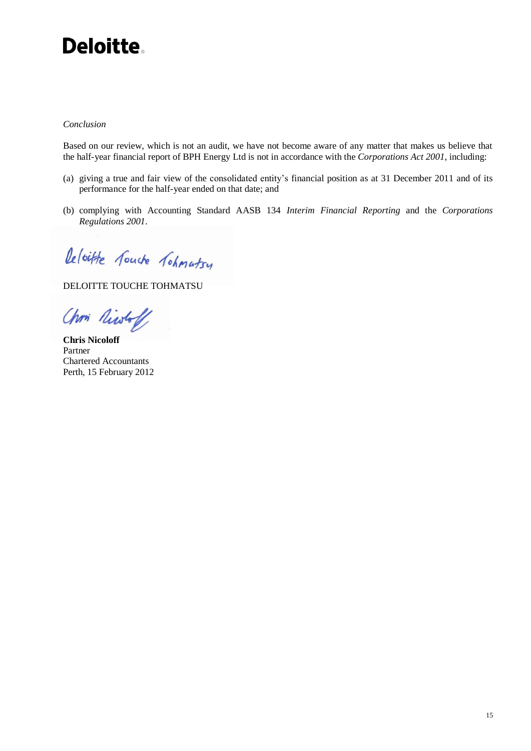Deloitte.

*Conclusion*

Based on our review, which is not an audit, we have not become aware of any matter that makes us believe that the half-year financial report of BPH Energy Ltd is not in accordance with the *Corporations Act 2001*, including:

(a) giving a true and fair view of the consolidated entity's financial position as at 31 December 2011 and of its performance for the half-year ended on that date; and

(b) complying with Accounting Standard AASB 134 *Interim Financial Reporting* and the *Corporations Regulations 2001*.

DELOITTE TOUCHE TOHMATSU

**Chris Nicoloff**
Partner
Chartered Accountants
Perth, 15 February 2012